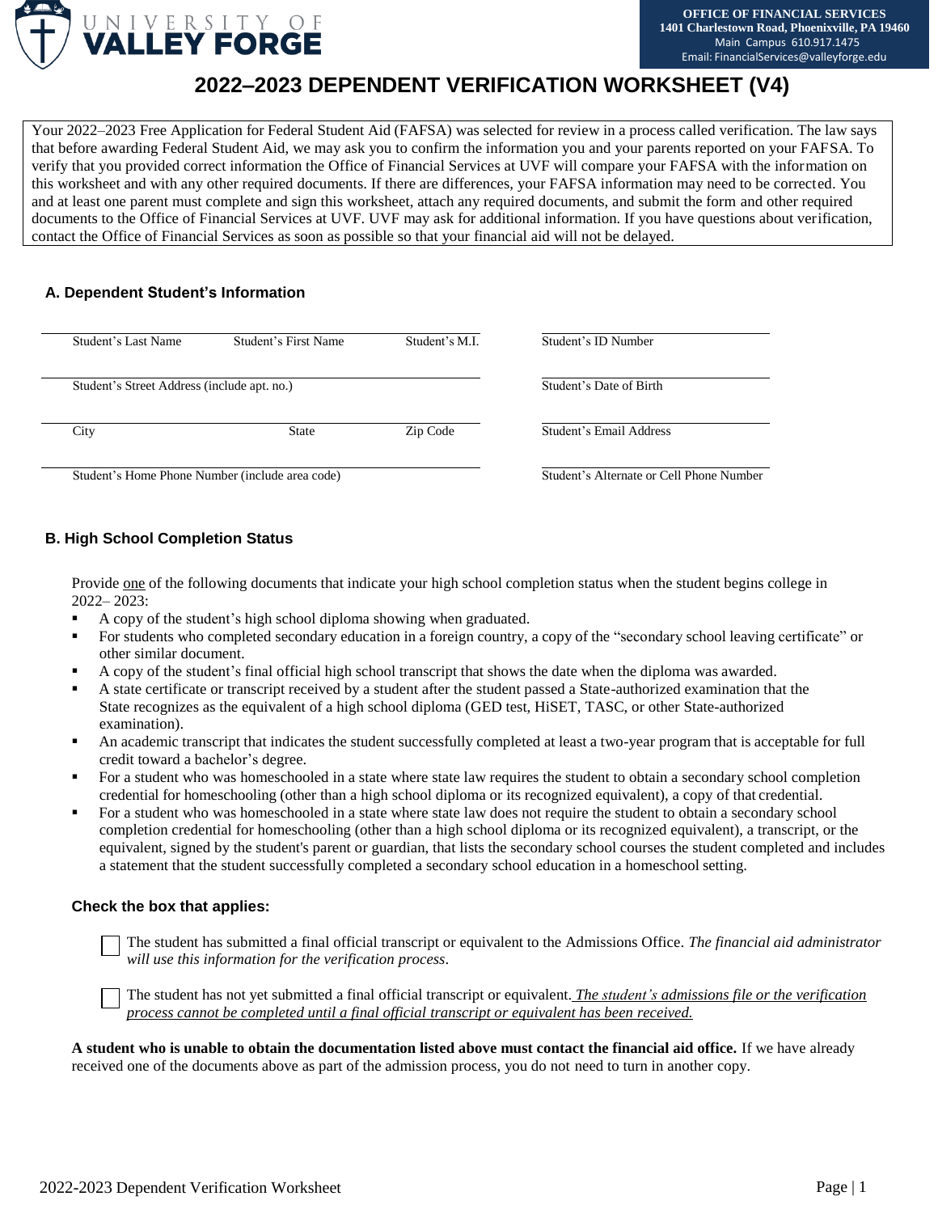UNIVERSITY OF **VALLEY FORGE**

**OFFICE OF FINANCIAL SERVICES**
**1401 Charlestown Road, Phoenixville, PA 19460**
Main Campus 610.917.1475
Email: FinancialServices@valleyforge.edu

# 2022–2023 DEPENDENT VERIFICATION WORKSHEET (V4)

Your 2022–2023 Free Application for Federal Student Aid (FAFSA) was selected for review in a process called verification. The law says that before awarding Federal Student Aid, we may ask you to confirm the information you and your parents reported on your FAFSA. To verify that you provided correct information the Office of Financial Services at UVF will compare your FAFSA with the information on this worksheet and with any other required documents. If there are differences, your FAFSA information may need to be corrected. You and at least one parent must complete and sign this worksheet, attach any required documents, and submit the form and other required documents to the Office of Financial Services at UVF. UVF may ask for additional information. If you have questions about verification, contact the Office of Financial Services as soon as possible so that your financial aid will not be delayed.

## A. Dependent Student's Information

| | | | |
|---|---|---|---|
| Student's Last Name | Student's First Name | Student's M.I. | Student's ID Number |
| Student's Street Address (include apt. no.) | | | Student's Date of Birth |
| City | State | Zip Code | Student's Email Address |
| Student's Home Phone Number (include area code) | | | Student's Alternate or Cell Phone Number |

## B. High School Completion Status

Provide one of the following documents that indicate your high school completion status when the student begins college in 2022– 2023:

- A copy of the student's high school diploma showing when graduated.
- For students who completed secondary education in a foreign country, a copy of the "secondary school leaving certificate" or other similar document.
- A copy of the student's final official high school transcript that shows the date when the diploma was awarded.
- A state certificate or transcript received by a student after the student passed a State-authorized examination that the State recognizes as the equivalent of a high school diploma (GED test, HiSET, TASC, or other State-authorized examination).
- An academic transcript that indicates the student successfully completed at least a two-year program that is acceptable for full credit toward a bachelor's degree.
- For a student who was homeschooled in a state where state law requires the student to obtain a secondary school completion credential for homeschooling (other than a high school diploma or its recognized equivalent), a copy of that credential.
- For a student who was homeschooled in a state where state law does not require the student to obtain a secondary school completion credential for homeschooling (other than a high school diploma or its recognized equivalent), a transcript, or the equivalent, signed by the student's parent or guardian, that lists the secondary school courses the student completed and includes a statement that the student successfully completed a secondary school education in a homeschool setting.

### Check the box that applies:

☐ The student has submitted a final official transcript or equivalent to the Admissions Office. *The financial aid administrator will use this information for the verification process*.

☐ The student has not yet submitted a final official transcript or equivalent. *The student's admissions file or the verification process cannot be completed until a final official transcript or equivalent has been received.*

**A student who is unable to obtain the documentation listed above must contact the financial aid office.** If we have already received one of the documents above as part of the admission process, you do not need to turn in another copy.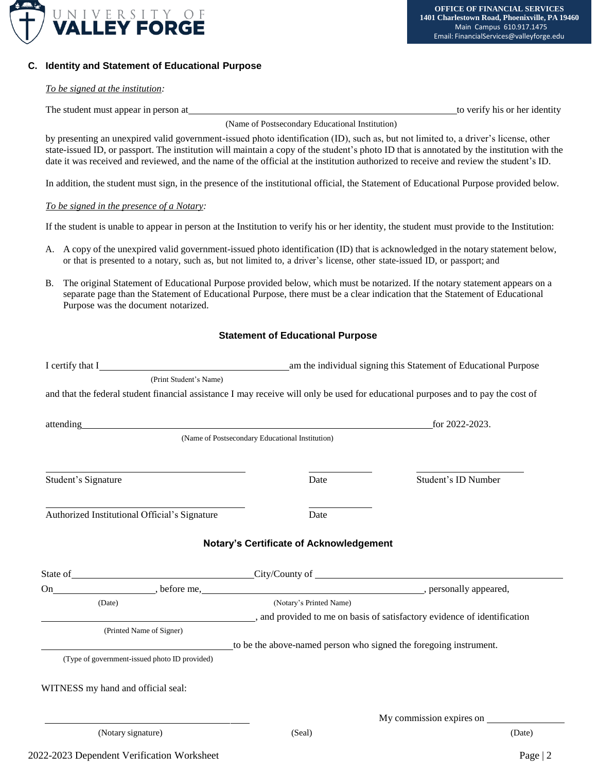UNIVERSITY OF VALLEY FORGE

**OFFICE OF FINANCIAL SERVICES**
**1401 Charlestown Road, Phoenixville, PA 19460**
Main Campus 610.917.1475
Email: FinancialServices@valleyforge.edu

### C. Identity and Statement of Educational Purpose

*To be signed at the institution*:

The student must appear in person at ______________________________________________ to verify his or her identity
(Name of Postsecondary Educational Institution)

by presenting an unexpired valid government-issued photo identification (ID), such as, but not limited to, a driver's license, other state-issued ID, or passport. The institution will maintain a copy of the student's photo ID that is annotated by the institution with the date it was received and reviewed, and the name of the official at the institution authorized to receive and review the student's ID.

In addition, the student must sign, in the presence of the institutional official, the Statement of Educational Purpose provided below.

*To be signed in the presence of a Notary*:

If the student is unable to appear in person at the Institution to verify his or her identity, the student must provide to the Institution:

A. A copy of the unexpired valid government-issued photo identification (ID) that is acknowledged in the notary statement below, or that is presented to a notary, such as, but not limited to, a driver's license, other state-issued ID, or passport; and

B. The original Statement of Educational Purpose provided below, which must be notarized. If the notary statement appears on a separate page than the Statement of Educational Purpose, there must be a clear indication that the Statement of Educational Purpose was the document notarized.

#### Statement of Educational Purpose

I certify that I ______________________________ am the individual signing this Statement of Educational Purpose
(Print Student's Name)

and that the federal student financial assistance I may receive will only be used for educational purposes and to pay the cost of

attending ______________________________________________ for 2022-2023.
(Name of Postsecondary Educational Institution)

______________________________ ______________ ______________
Student's Signature Date Student's ID Number

______________________________ ______________
Authorized Institutional Official's Signature Date

#### Notary's Certificate of Acknowledgement

State of ______________________________ City/County of ______________________________

On ______________, before me, ______________________________, personally appeared,
(Date) (Notary's Printed Name)

______________________________, and provided to me on basis of satisfactory evidence of identification
(Printed Name of Signer)

______________________________ to be the above-named person who signed the foregoing instrument.
(Type of government-issued photo ID provided)

WITNESS my hand and official seal:

______________________________ My commission expires on ______________
(Notary signature) (Seal) (Date)

2022-2023 Dependent Verification Worksheet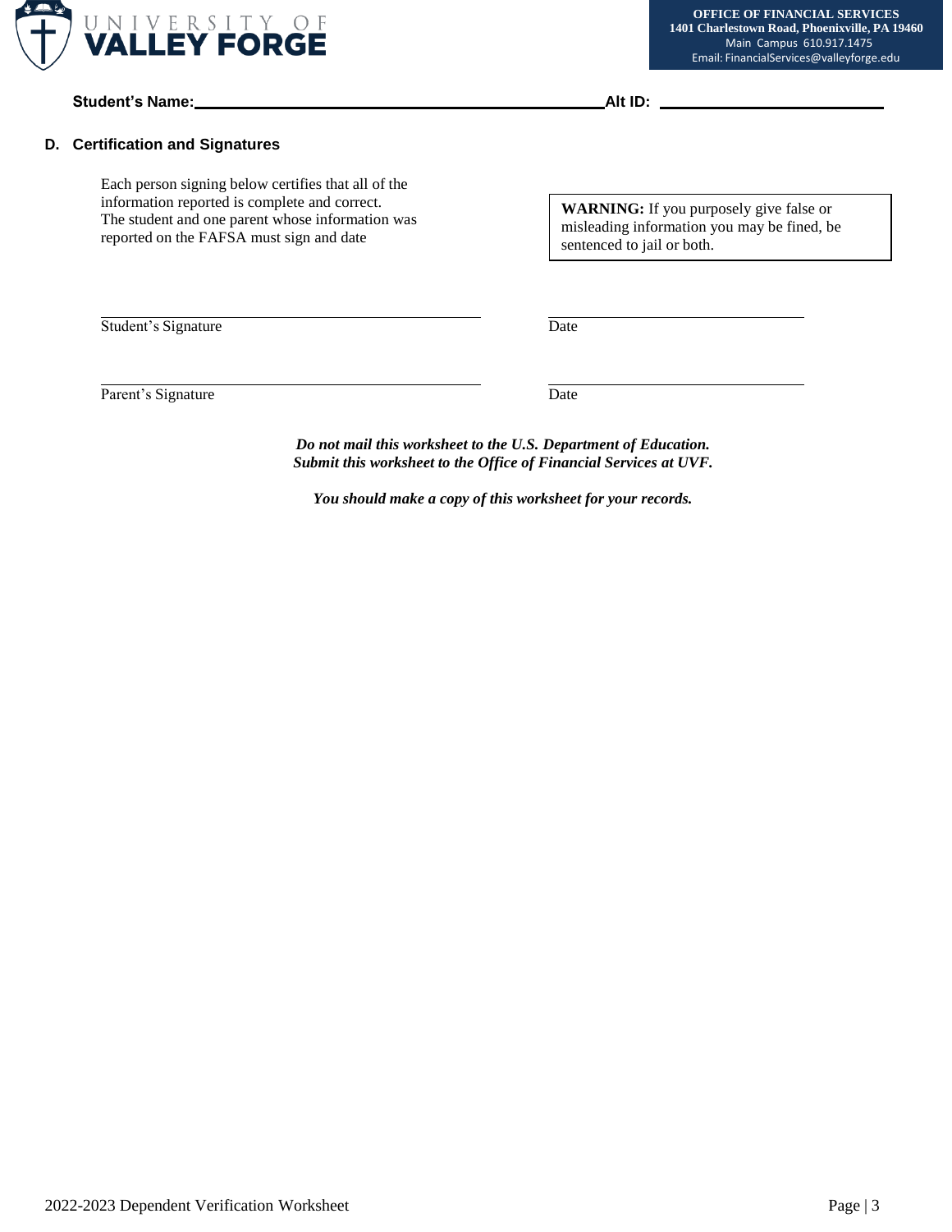**OFFICE OF FINANCIAL SERVICES**
**1401 Charlestown Road, Phoenixville, PA 19460**
Main Campus 610.917.1475
Email: FinancialServices@valleyforge.edu

**Student's Name:** ______________________________ **Alt ID:** ____________________

## D. Certification and Signatures

Each person signing below certifies that all of the information reported is complete and correct. The student and one parent whose information was reported on the FAFSA must sign and date

> **WARNING:** If you purposely give false or misleading information you may be fined, be sentenced to jail or both.

______________________________
Student's Signature

______________________________
Date

______________________________
Parent's Signature

______________________________
Date

***Do not mail this worksheet to the U.S. Department of Education.***
***Submit this worksheet to the Office of Financial Services at UVF.***

***You should make a copy of this worksheet for your records.***